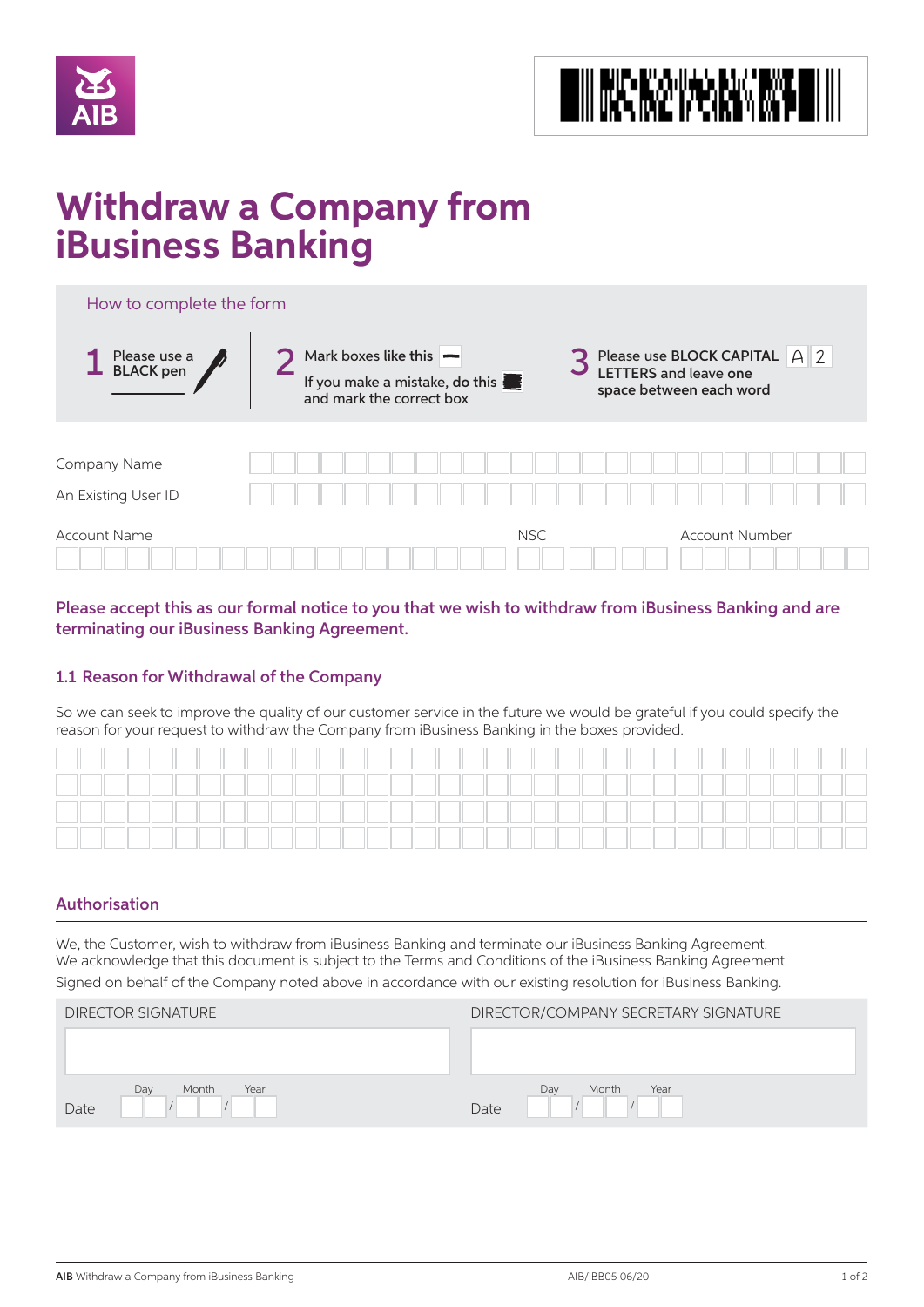AIB

# Withdraw a Company from iBusiness Banking

## How to complete the form

1. Please use a BLACK pen
2. Mark boxes like this — If you make a mistake, do this and mark the correct box
3. Please use BLOCK CAPITAL LETTERS and leave one space between each word (A 2)

Company Name

An Existing User ID

Account Name NSC Account Number

**Please accept this as our formal notice to you that we wish to withdraw from iBusiness Banking and are terminating our iBusiness Banking Agreement.**

### 1.1 Reason for Withdrawal of the Company

So we can seek to improve the quality of our customer service in the future we would be grateful if you could specify the reason for your request to withdraw the Company from iBusiness Banking in the boxes provided.

### Authorisation

We, the Customer, wish to withdraw from iBusiness Banking and terminate our iBusiness Banking Agreement.
We acknowledge that this document is subject to the Terms and Conditions of the iBusiness Banking Agreement.
Signed on behalf of the Company noted above in accordance with our existing resolution for iBusiness Banking.

| DIRECTOR SIGNATURE | DIRECTOR/COMPANY SECRETARY SIGNATURE |
|---|---|
| | |
| Date Day / Month / Year | Date Day / Month / Year |

AIB Withdraw a Company from iBusiness Banking AIB/iBB05 06/20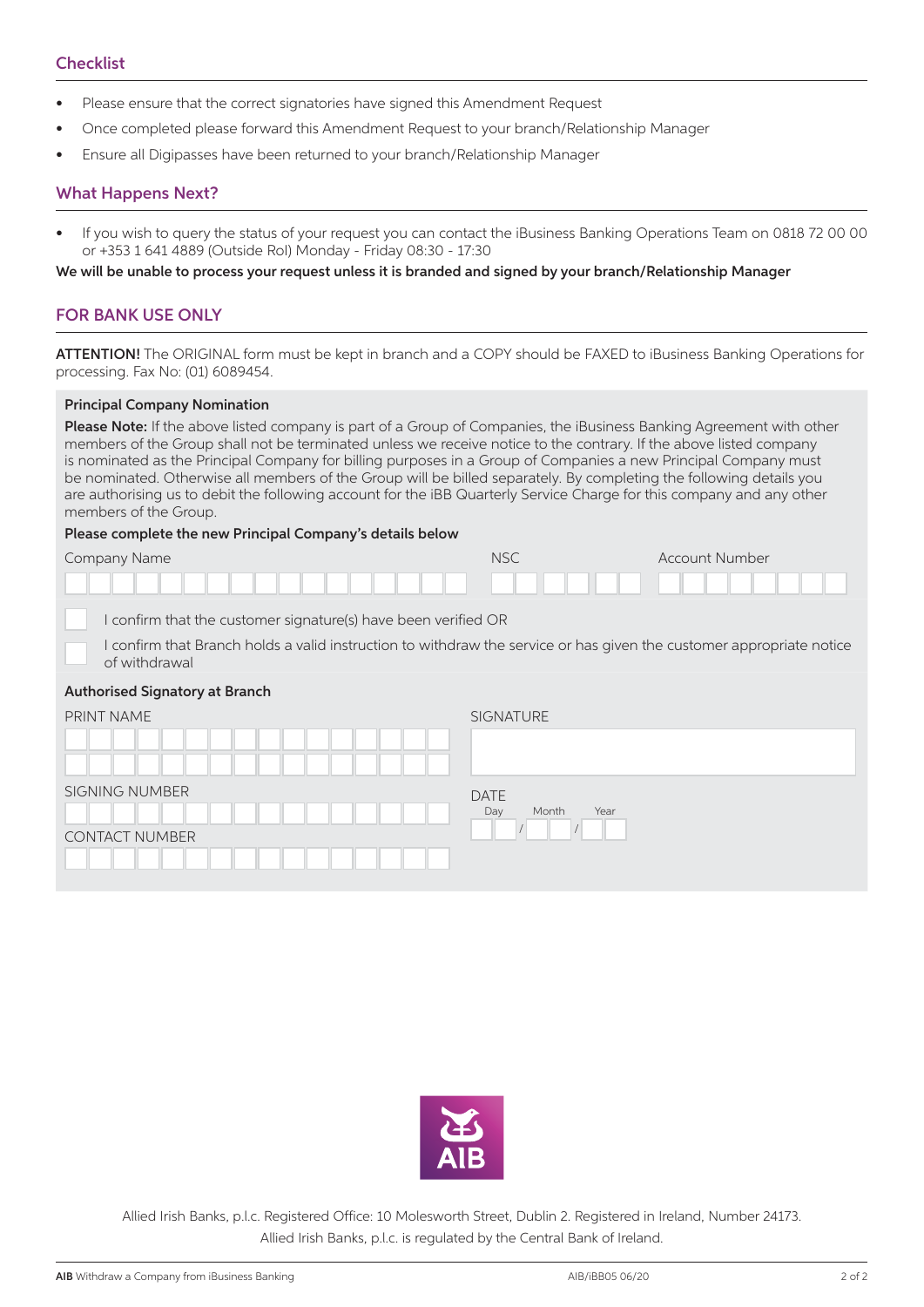## Checklist

- Please ensure that the correct signatories have signed this Amendment Request
- Once completed please forward this Amendment Request to your branch/Relationship Manager
- Ensure all Digipasses have been returned to your branch/Relationship Manager

## What Happens Next?

- If you wish to query the status of your request you can contact the iBusiness Banking Operations Team on 0818 72 00 00 or +353 1 641 4889 (Outside RoI) Monday - Friday 08:30 - 17:30

**We will be unable to process your request unless it is branded and signed by your branch/Relationship Manager**

## FOR BANK USE ONLY

**ATTENTION!** The ORIGINAL form must be kept in branch and a COPY should be FAXED to iBusiness Banking Operations for processing. Fax No: (01) 6089454.

### Principal Company Nomination

**Please Note:** If the above listed company is part of a Group of Companies, the iBusiness Banking Agreement with other members of the Group shall not be terminated unless we receive notice to the contrary. If the above listed company is nominated as the Principal Company for billing purposes in a Group of Companies a new Principal Company must be nominated. Otherwise all members of the Group will be billed separately. By completing the following details you are authorising us to debit the following account for the iBB Quarterly Service Charge for this company and any other members of the Group.

**Please complete the new Principal Company's details below**

| Company Name | NSC | Account Number |
|---|---|---|
| | | |

☐ I confirm that the customer signature(s) have been verified OR

☐ I confirm that Branch holds a valid instruction to withdraw the service or has given the customer appropriate notice of withdrawal

### Authorised Signatory at Branch

PRINT NAME

SIGNATURE

SIGNING NUMBER

DATE
Day / Month / Year

CONTACT NUMBER

Allied Irish Banks, p.l.c. Registered Office: 10 Molesworth Street, Dublin 2. Registered in Ireland, Number 24173.
Allied Irish Banks, p.l.c. is regulated by the Central Bank of Ireland.